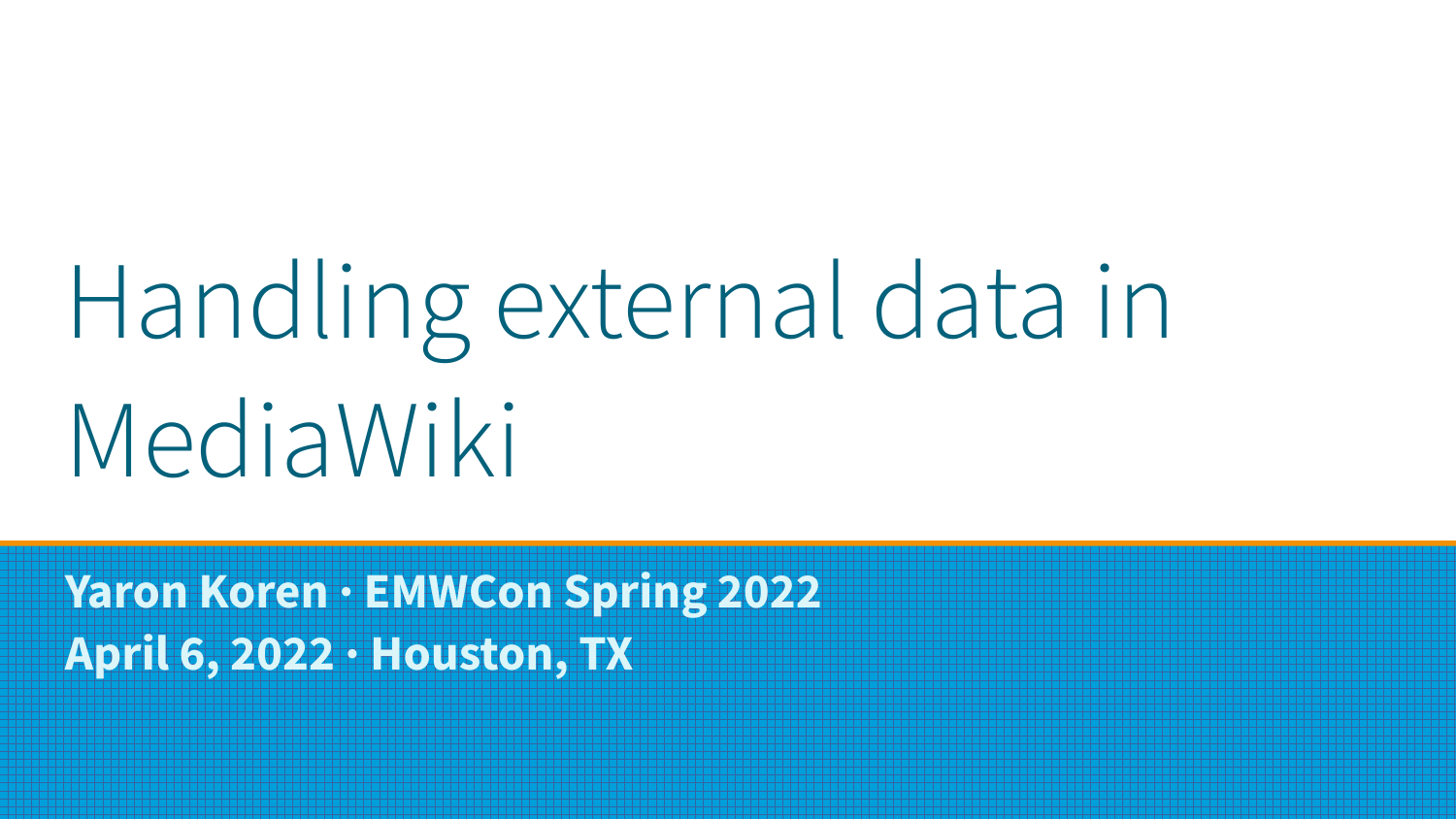# Handling external data in MediaWiki

**Yaron Koren · EMWCon Spring 2022**

**April 6, 2022 · Houston, TX**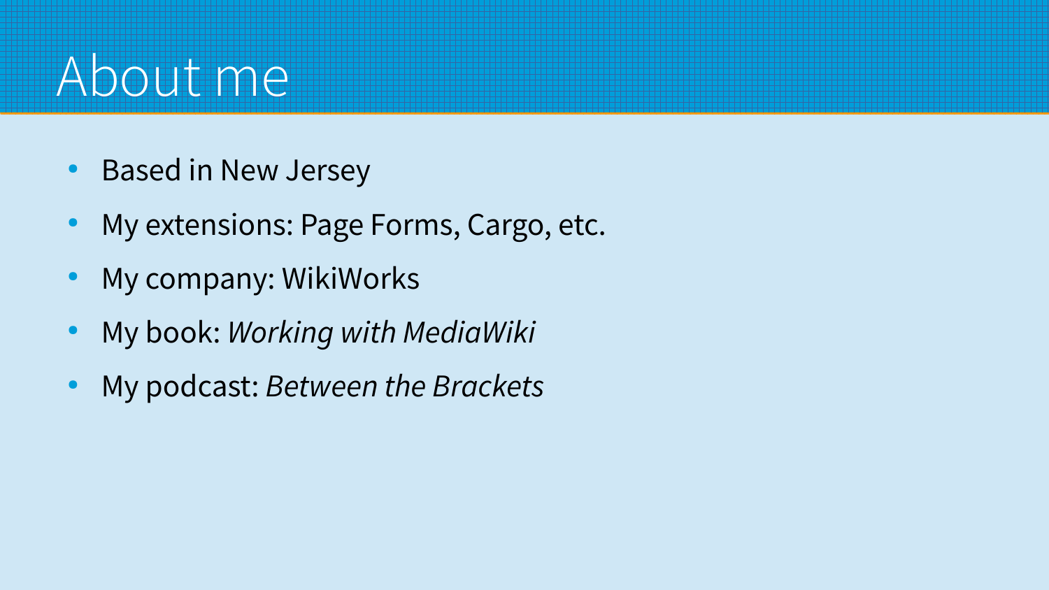# About me

- Based in New Jersey
- My extensions: Page Forms, Cargo, etc.
- My company: WikiWorks
- My book: *Working with MediaWiki*
- My podcast: *Between the Brackets*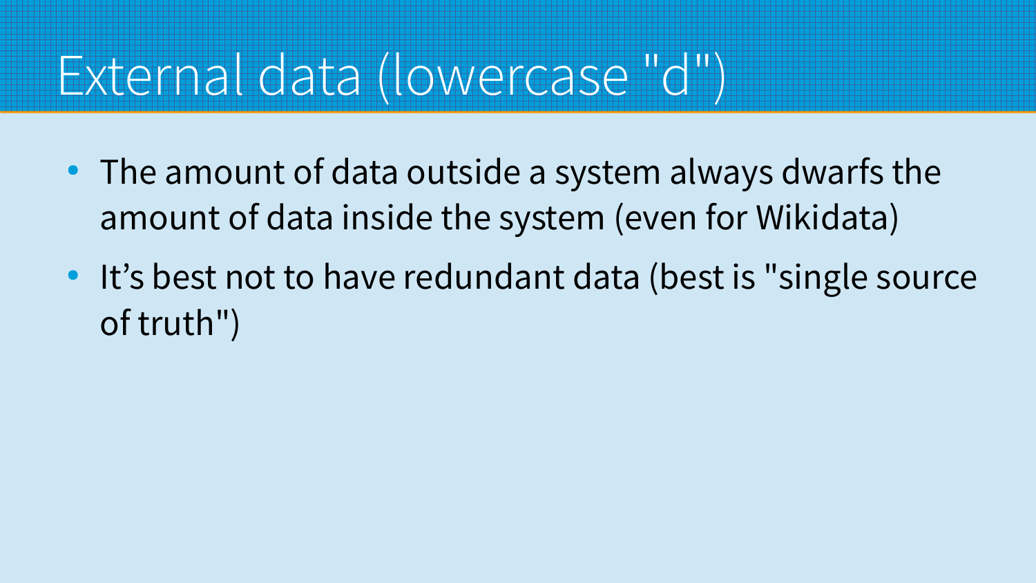# External data (lowercase "d")

- The amount of data outside a system always dwarfs the amount of data inside the system (even for Wikidata)
- It's best not to have redundant data (best is "single source of truth")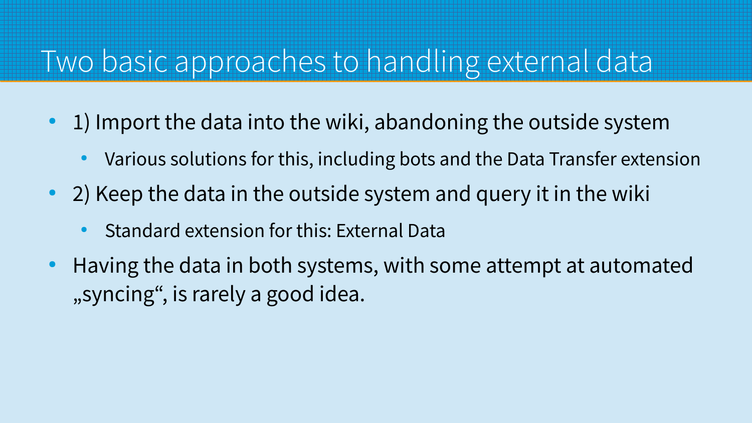# Two basic approaches to handling external data

- 1) Import the data into the wiki, abandoning the outside system
  - Various solutions for this, including bots and the Data Transfer extension
- 2) Keep the data in the outside system and query it in the wiki
  - Standard extension for this: External Data
- Having the data in both systems, with some attempt at automated „syncing“, is rarely a good idea.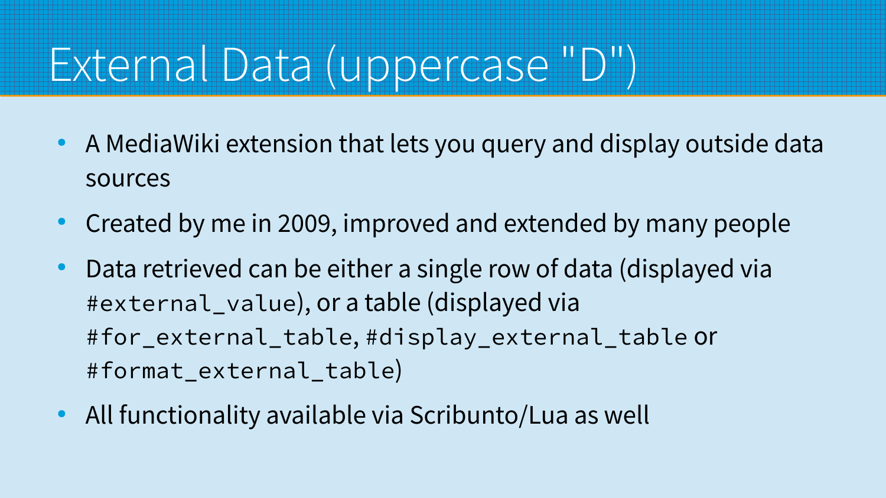# External Data (uppercase "D")

- A MediaWiki extension that lets you query and display outside data sources
- Created by me in 2009, improved and extended by many people
- Data retrieved can be either a single row of data (displayed via `#external_value`), or a table (displayed via `#for_external_table`, `#display_external_table` or `#format_external_table`)
- All functionality available via Scribunto/Lua as well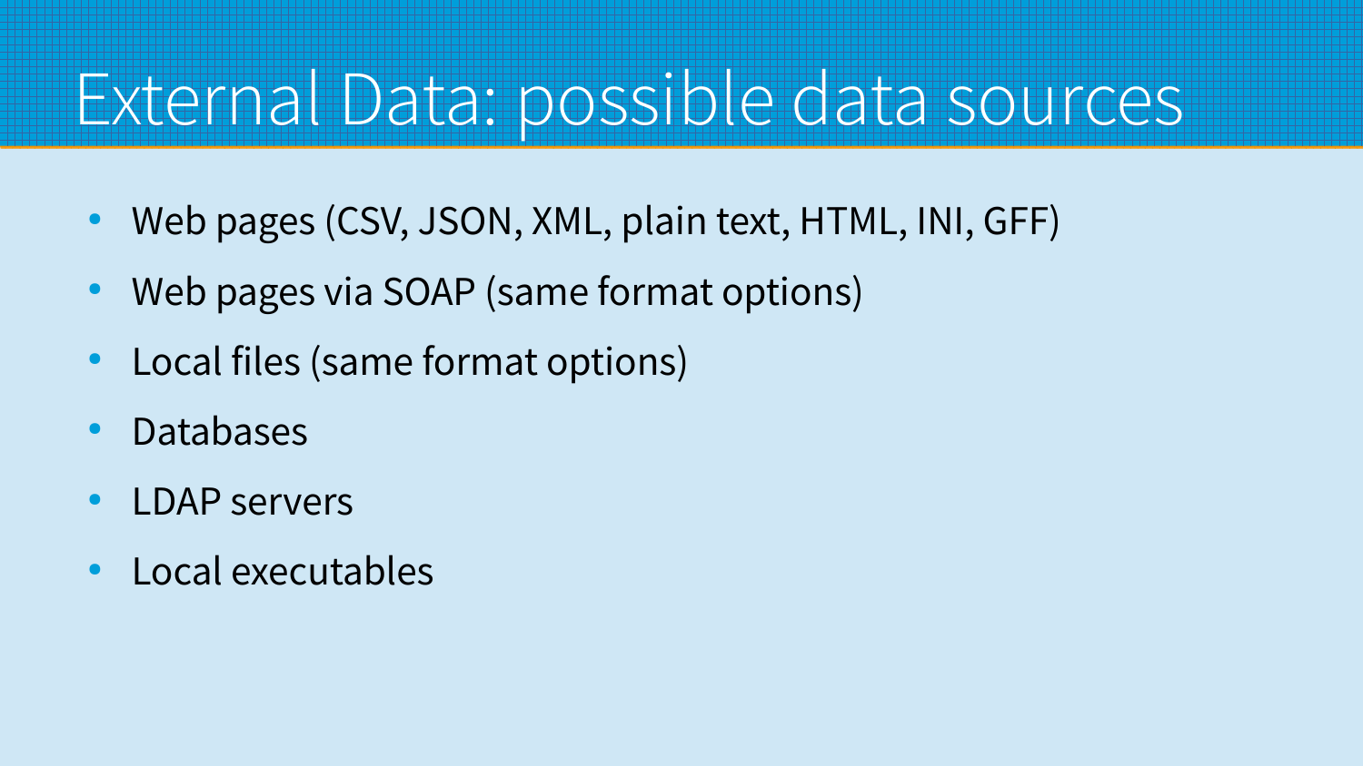# External Data: possible data sources

- Web pages (CSV, JSON, XML, plain text, HTML, INI, GFF)
- Web pages via SOAP (same format options)
- Local files (same format options)
- Databases
- LDAP servers
- Local executables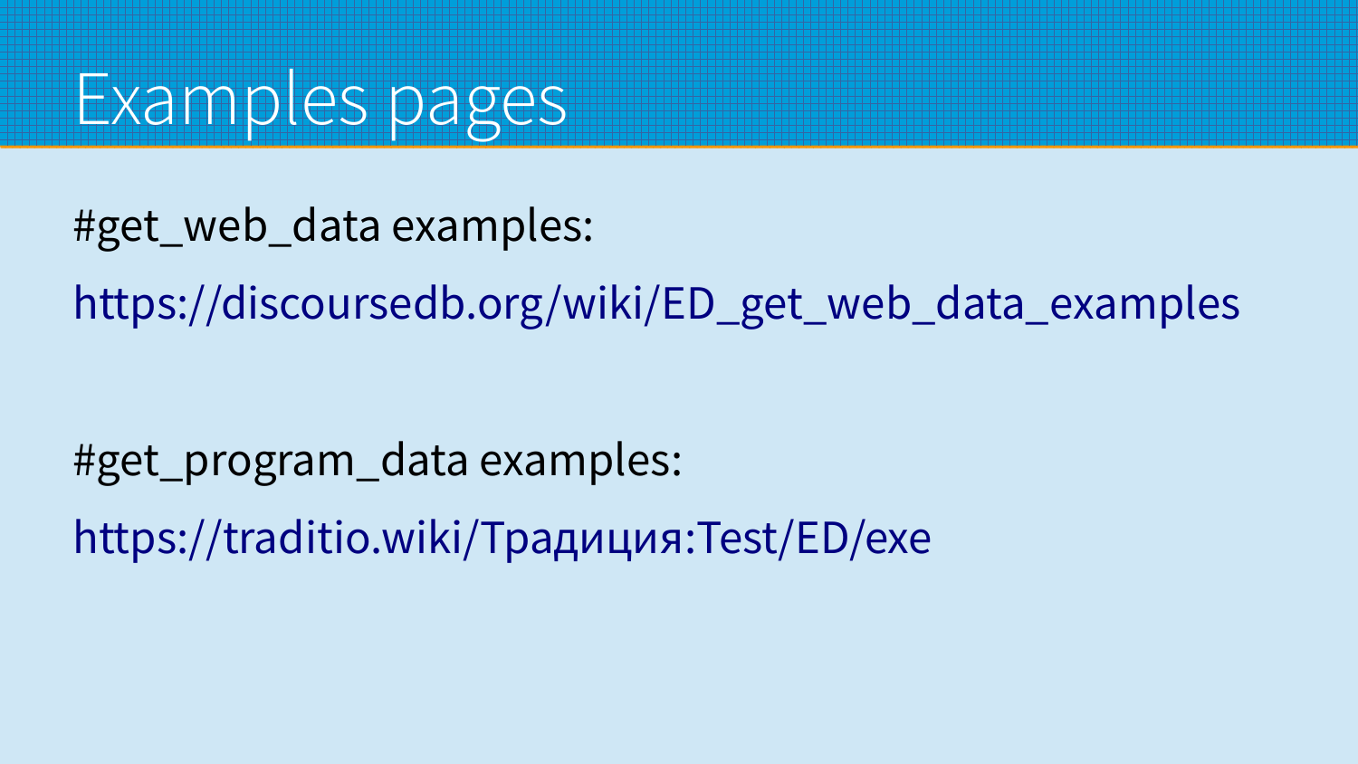# Examples pages

#get_web_data examples:

https://discoursedb.org/wiki/ED_get_web_data_examples

#get_program_data examples:

https://traditio.wiki/Традиция:Test/ED/exe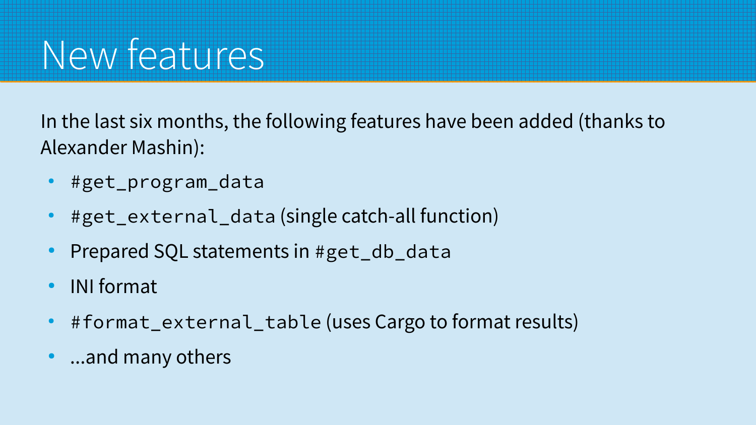# New features

In the last six months, the following features have been added (thanks to Alexander Mashin):

- `#get_program_data`
- `#get_external_data` (single catch-all function)
- Prepared SQL statements in `#get_db_data`
- INI format
- `#format_external_table` (uses Cargo to format results)
- ...and many others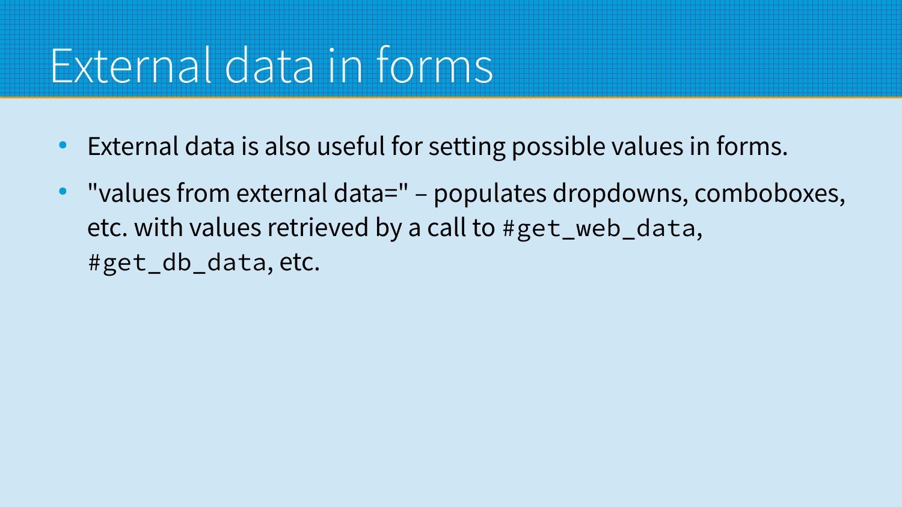# External data in forms

- External data is also useful for setting possible values in forms.
- "values from external data=" – populates dropdowns, comboboxes, etc. with values retrieved by a call to `#get_web_data`, `#get_db_data`, etc.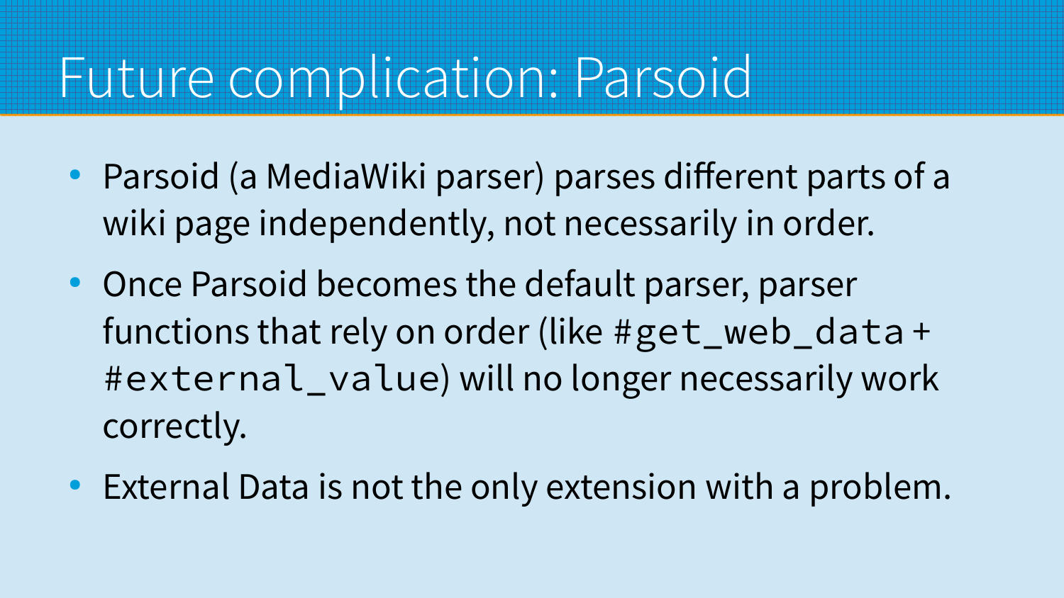# Future complication: Parsoid

- Parsoid (a MediaWiki parser) parses different parts of a wiki page independently, not necessarily in order.
- Once Parsoid becomes the default parser, parser functions that rely on order (like `#get_web_data` + `#external_value`) will no longer necessarily work correctly.
- External Data is not the only extension with a problem.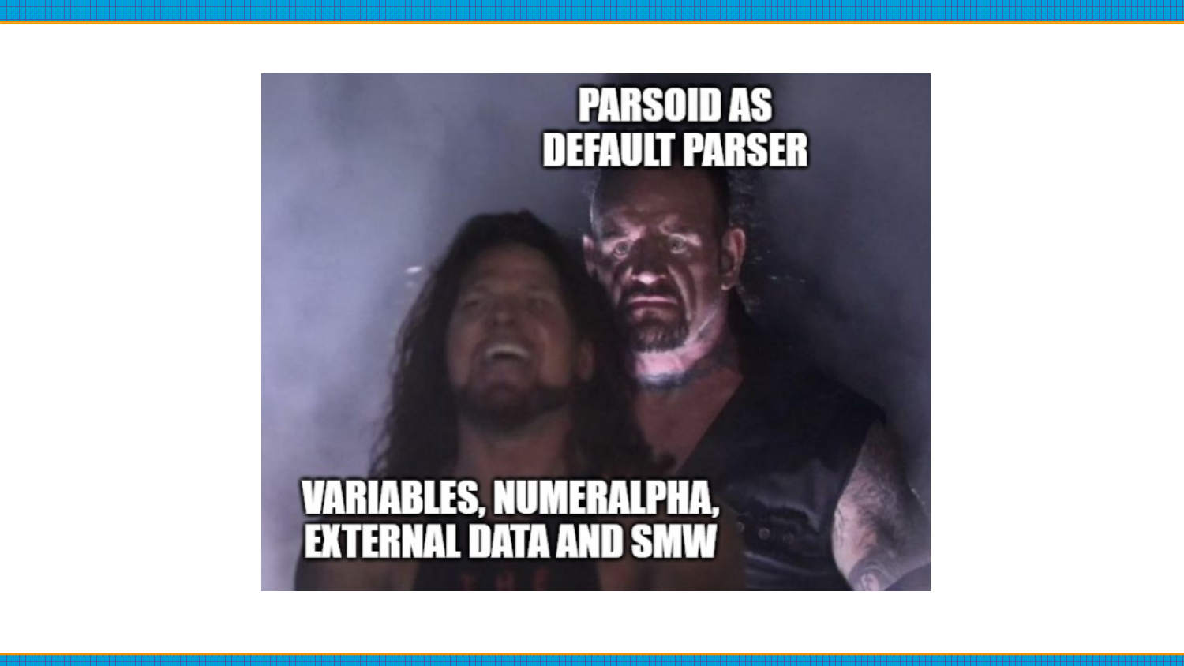PARSOID AS DEFAULT PARSER

VARIABLES, NUMERALPHA, EXTERNAL DATA AND SMW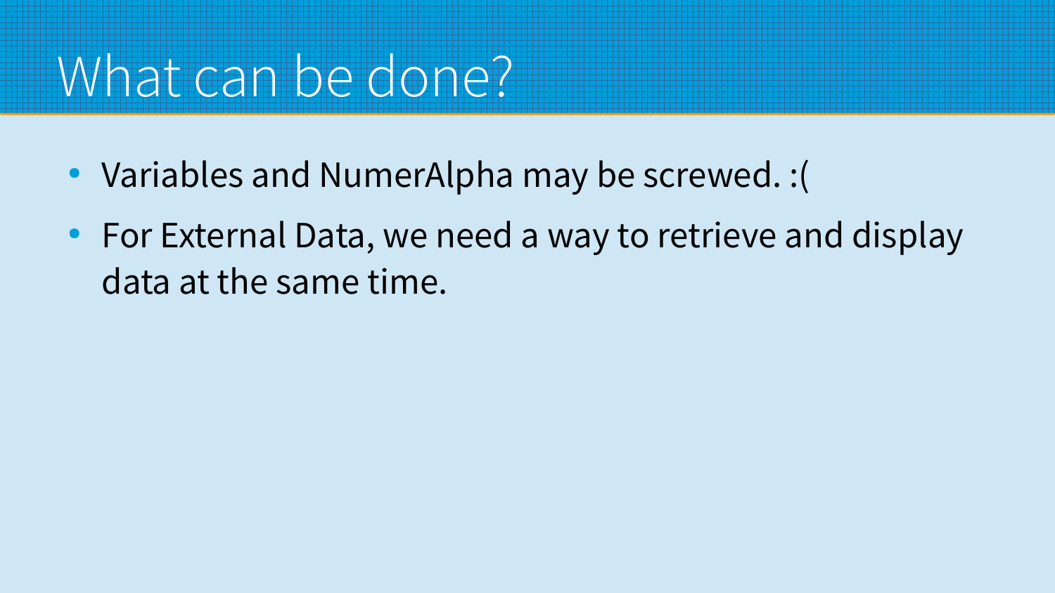# What can be done?

- Variables and NumerAlpha may be screwed. :(
- For External Data, we need a way to retrieve and display data at the same time.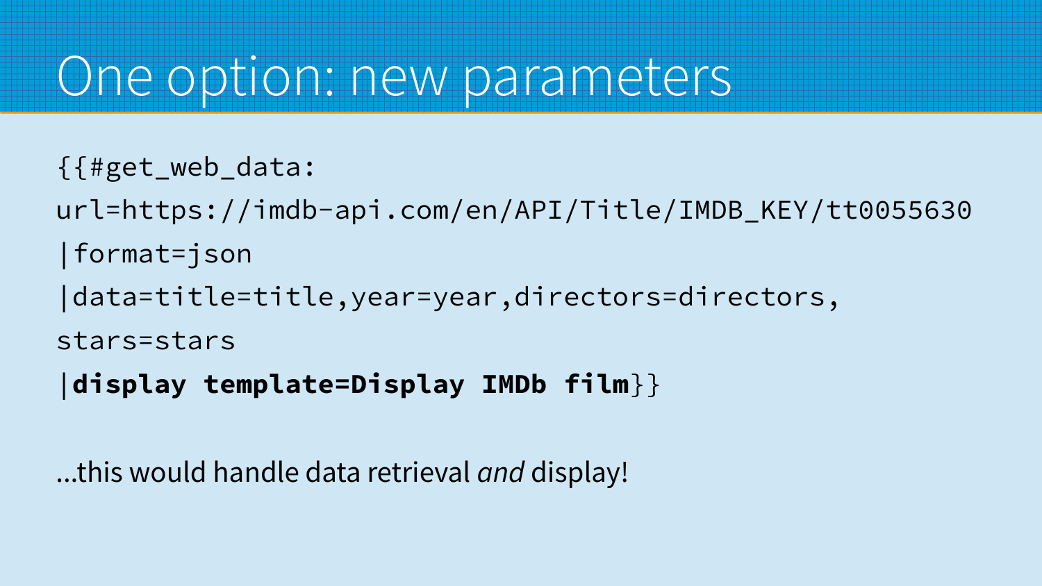# One option: new parameters

```
{{#get_web_data:
url=https://imdb-api.com/en/API/Title/IMDB_KEY/tt0055630
|format=json
|data=title=title,year=year,directors=directors,
stars=stars
|display template=Display IMDb film}}
```

...this would handle data retrieval *and* display!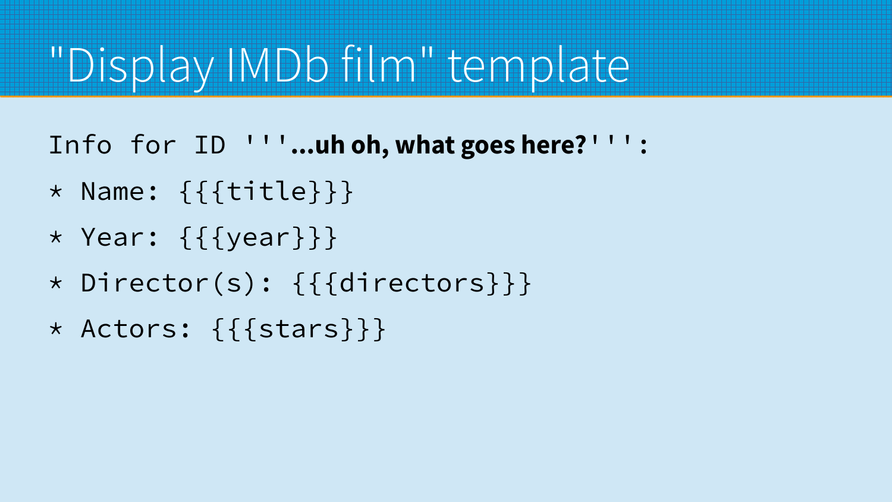# "Display IMDb film" template

```
Info for ID '''...uh oh, what goes here?''':
* Name: {{{title}}}
* Year: {{{year}}}
* Director(s): {{{directors}}}
* Actors: {{{stars}}}
```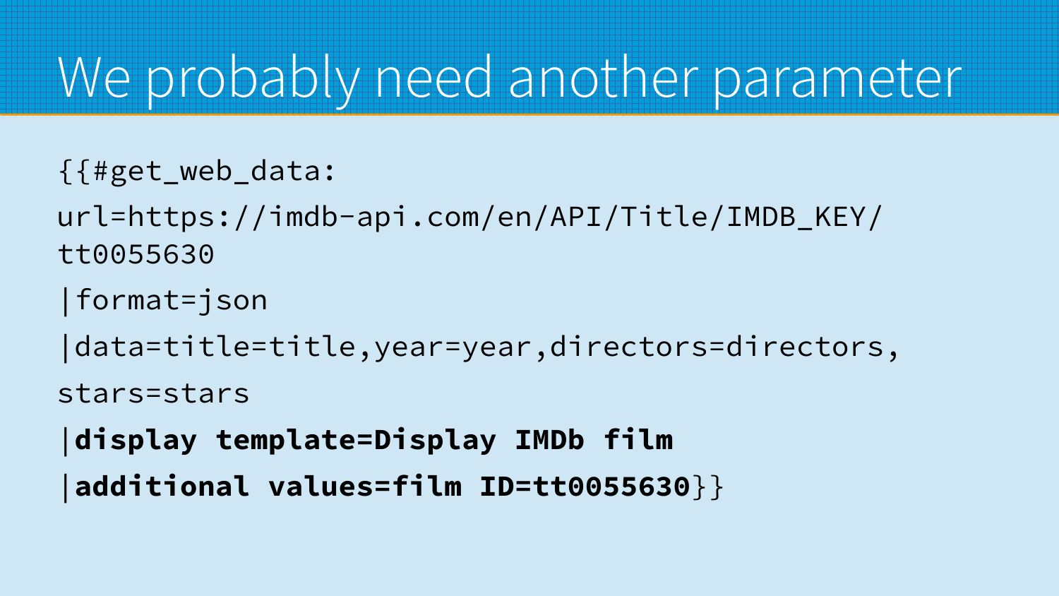# We probably need another parameter

```
{{#get_web_data:
url=https://imdb-api.com/en/API/Title/IMDB_KEY/tt0055630
|format=json
|data=title=title,year=year,directors=directors,stars=stars
|display template=Display IMDb film
|additional values=film ID=tt0055630}}
```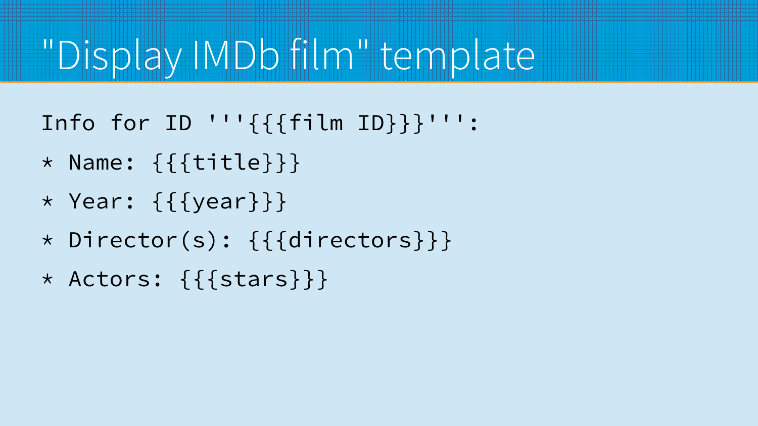# "Display IMDb film" template

```
Info for ID '''{{{film ID}}}''':
* Name: {{{title}}}
* Year: {{{year}}}
* Director(s): {{{directors}}}
* Actors: {{{stars}}}
```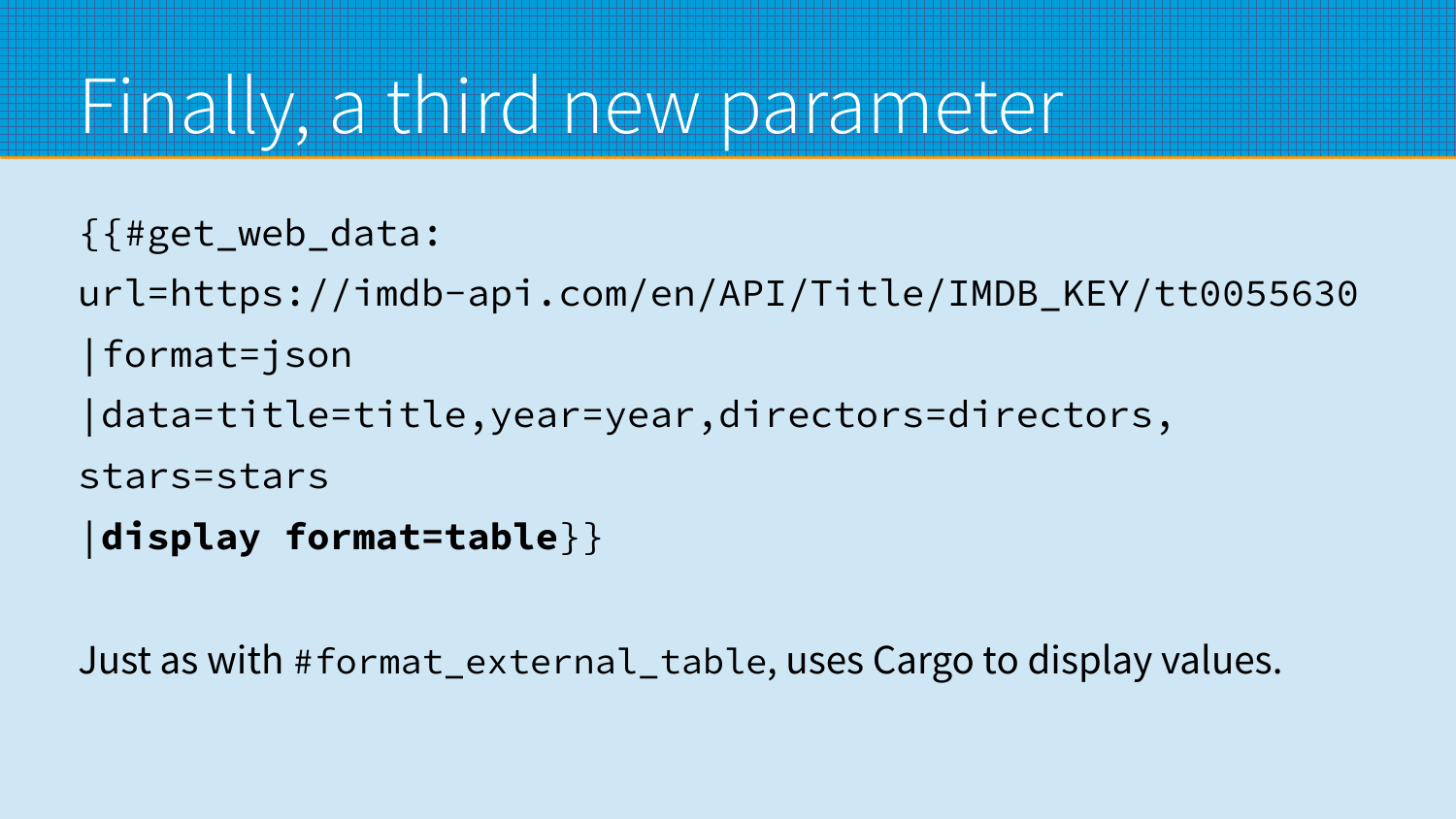# Finally, a third new parameter

```
{{#get_web_data:
url=https://imdb-api.com/en/API/Title/IMDB_KEY/tt0055630
|format=json
|data=title=title,year=year,directors=directors,
stars=stars
|display format=table}}
```

Just as with `#format_external_table`, uses Cargo to display values.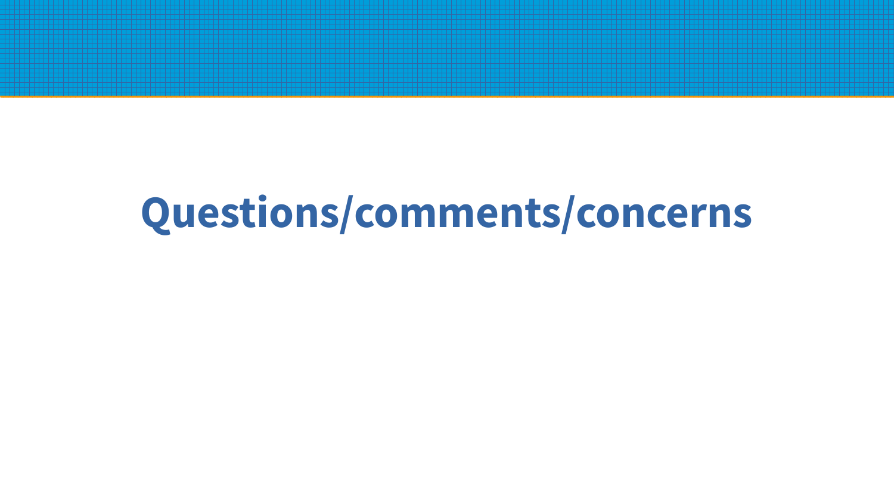# Questions/comments/concerns